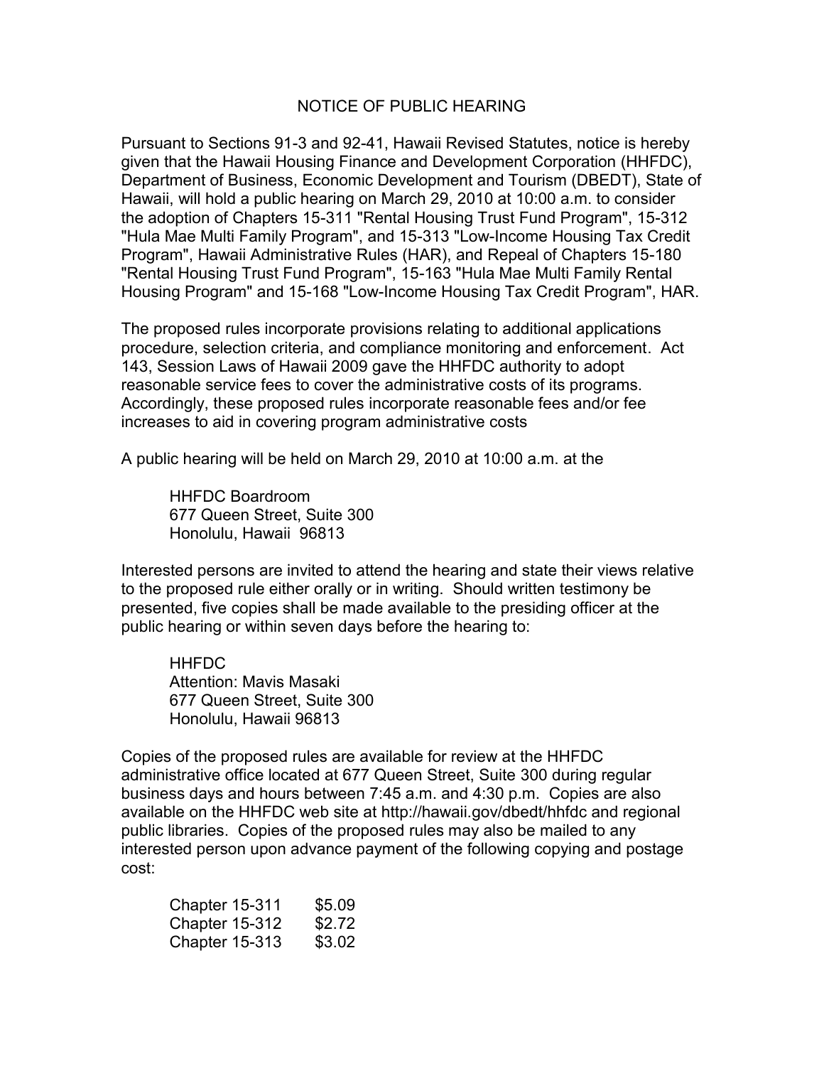# NOTICE OF PUBLIC HEARING

Pursuant to Sections 91-3 and 92-41, Hawaii Revised Statutes, notice is hereby given that the Hawaii Housing Finance and Development Corporation (HHFDC), Department of Business, Economic Development and Tourism (DBEDT), State of Hawaii, will hold a public hearing on March 29, 2010 at 10:00 a.m. to consider the adoption of Chapters 15-311 "Rental Housing Trust Fund Program", 15-312 "Hula Mae Multi Family Program", and 15-313 "Low-Income Housing Tax Credit Program", Hawaii Administrative Rules (HAR), and Repeal of Chapters 15-180 "Rental Housing Trust Fund Program", 15-163 "Hula Mae Multi Family Rental Housing Program" and 15-168 "Low-Income Housing Tax Credit Program", HAR.

The proposed rules incorporate provisions relating to additional applications procedure, selection criteria, and compliance monitoring and enforcement. Act 143, Session Laws of Hawaii 2009 gave the HHFDC authority to adopt reasonable service fees to cover the administrative costs of its programs. Accordingly, these proposed rules incorporate reasonable fees and/or fee increases to aid in covering program administrative costs

A public hearing will be held on March 29, 2010 at 10:00 a.m. at the

HHFDC Boardroom
677 Queen Street, Suite 300
Honolulu, Hawaii 96813

Interested persons are invited to attend the hearing and state their views relative to the proposed rule either orally or in writing. Should written testimony be presented, five copies shall be made available to the presiding officer at the public hearing or within seven days before the hearing to:

HHFDC
Attention: Mavis Masaki
677 Queen Street, Suite 300
Honolulu, Hawaii 96813

Copies of the proposed rules are available for review at the HHFDC administrative office located at 677 Queen Street, Suite 300 during regular business days and hours between 7:45 a.m. and 4:30 p.m. Copies are also available on the HHFDC web site at http://hawaii.gov/dbedt/hhfdc and regional public libraries. Copies of the proposed rules may also be mailed to any interested person upon advance payment of the following copying and postage cost:

| | |
|---|---|
| Chapter 15-311 | $5.09 |
| Chapter 15-312 | $2.72 |
| Chapter 15-313 | $3.02 |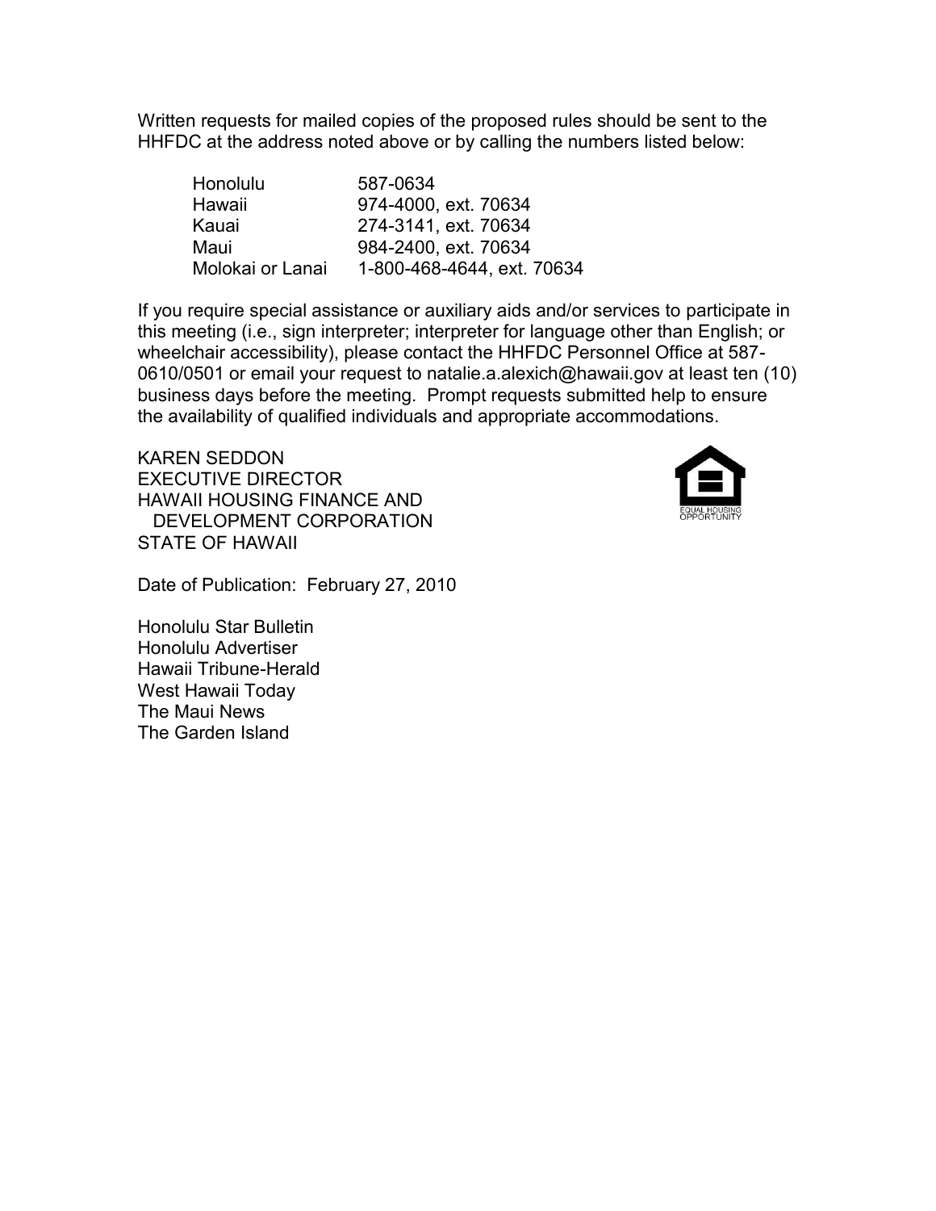Written requests for mailed copies of the proposed rules should be sent to the HHFDC at the address noted above or by calling the numbers listed below:

| | |
|---|---|
| Honolulu | 587-0634 |
| Hawaii | 974-4000, ext. 70634 |
| Kauai | 274-3141, ext. 70634 |
| Maui | 984-2400, ext. 70634 |
| Molokai or Lanai | 1-800-468-4644, ext. 70634 |

If you require special assistance or auxiliary aids and/or services to participate in this meeting (i.e., sign interpreter; interpreter for language other than English; or wheelchair accessibility), please contact the HHFDC Personnel Office at 587-0610/0501 or email your request to natalie.a.alexich@hawaii.gov at least ten (10) business days before the meeting. Prompt requests submitted help to ensure the availability of qualified individuals and appropriate accommodations.

KAREN SEDDON
EXECUTIVE DIRECTOR
HAWAII HOUSING FINANCE AND
DEVELOPMENT CORPORATION
STATE OF HAWAII

EQUAL HOUSING OPPORTUNITY

Date of Publication: February 27, 2010

Honolulu Star Bulletin
Honolulu Advertiser
Hawaii Tribune-Herald
West Hawaii Today
The Maui News
The Garden Island